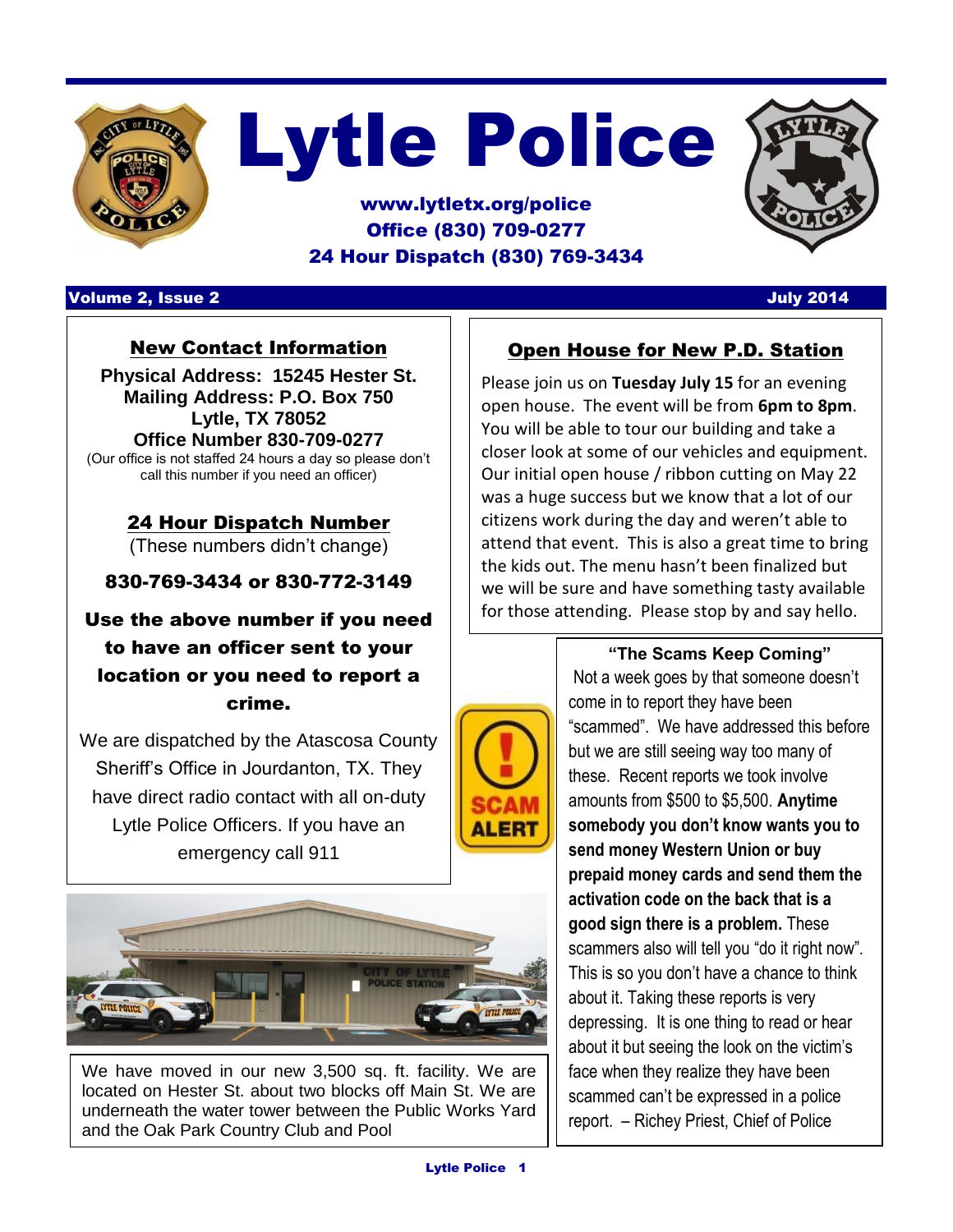# Lytle Police

**www.lytletx.org/police**
**Office (830) 709-0277**
**24 Hour Dispatch (830) 769-3434**

**Volume 2, Issue 2** — **July 2014**

## New Contact Information

**Physical Address: 15245 Hester St.**
**Mailing Address: P.O. Box 750**
**Lytle, TX 78052**
**Office Number 830-709-0277**
(Our office is not staffed 24 hours a day so please don't call this number if you need an officer)

## 24 Hour Dispatch Number

(These numbers didn't change)

**830-769-3434 or 830-772-3149**

**Use the above number if you need to have an officer sent to your location or you need to report a crime.**

We are dispatched by the Atascosa County Sheriff's Office in Jourdanton, TX. They have direct radio contact with all on-duty Lytle Police Officers. If you have an emergency call 911

We have moved in our new 3,500 sq. ft. facility. We are located on Hester St. about two blocks off Main St. We are underneath the water tower between the Public Works Yard and the Oak Park Country Club and Pool

## Open House for New P.D. Station

Please join us on **Tuesday July 15** for an evening open house. The event will be from **6pm to 8pm**. You will be able to tour our building and take a closer look at some of our vehicles and equipment. Our initial open house / ribbon cutting on May 22 was a huge success but we know that a lot of our citizens work during the day and weren't able to attend that event. This is also a great time to bring the kids out. The menu hasn't been finalized but we will be sure and have something tasty available for those attending. Please stop by and say hello.

### "The Scams Keep Coming"

Not a week goes by that someone doesn't come in to report they have been "scammed". We have addressed this before but we are still seeing way too many of these. Recent reports we took involve amounts from $500 to $5,500. **Anytime somebody you don't know wants you to send money Western Union or buy prepaid money cards and send them the activation code on the back that is a good sign there is a problem.** These scammers also will tell you "do it right now". This is so you don't have a chance to think about it. Taking these reports is very depressing. It is one thing to read or hear about it but seeing the look on the victim's face when they realize they have been scammed can't be expressed in a police report. – Richey Priest, Chief of Police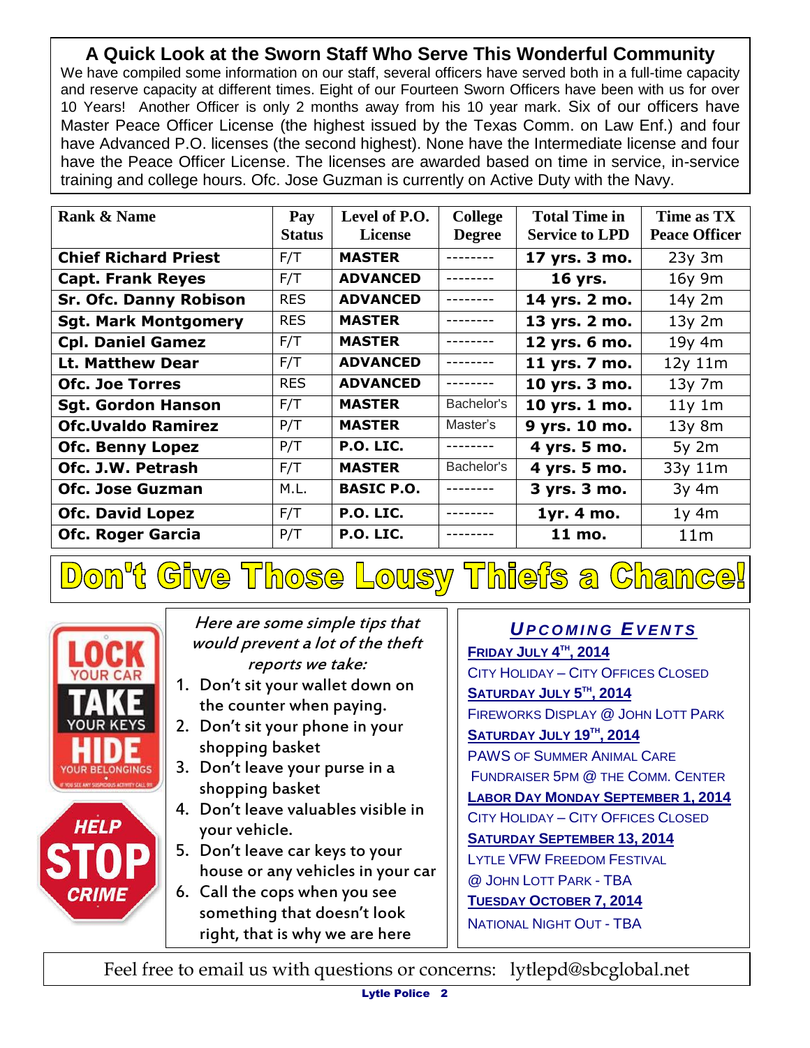## A Quick Look at the Sworn Staff Who Serve This Wonderful Community

We have compiled some information on our staff, several officers have served both in a full-time capacity and reserve capacity at different times. Eight of our Fourteen Sworn Officers have been with us for over 10 Years! Another Officer is only 2 months away from his 10 year mark. Six of our officers have Master Peace Officer License (the highest issued by the Texas Comm. on Law Enf.) and four have Advanced P.O. licenses (the second highest). None have the Intermediate license and four have the Peace Officer License. The licenses are awarded based on time in service, in-service training and college hours. Ofc. Jose Guzman is currently on Active Duty with the Navy.

| Rank & Name | Pay Status | Level of P.O. License | College Degree | Total Time in Service to LPD | Time as TX Peace Officer |
|---|---|---|---|---|---|
| **Chief Richard Priest** | F/T | **MASTER** | -------- | **17 yrs. 3 mo.** | 23y 3m |
| **Capt. Frank Reyes** | F/T | **ADVANCED** | -------- | **16 yrs.** | 16y 9m |
| **Sr. Ofc. Danny Robison** | RES | **ADVANCED** | -------- | **14 yrs. 2 mo.** | 14y 2m |
| **Sgt. Mark Montgomery** | RES | **MASTER** | -------- | **13 yrs. 2 mo.** | 13y 2m |
| **Cpl. Daniel Gamez** | F/T | **MASTER** | -------- | **12 yrs. 6 mo.** | 19y 4m |
| **Lt. Matthew Dear** | F/T | **ADVANCED** | -------- | **11 yrs. 7 mo.** | 12y 11m |
| **Ofc. Joe Torres** | RES | **ADVANCED** | -------- | **10 yrs. 3 mo.** | 13y 7m |
| **Sgt. Gordon Hanson** | F/T | **MASTER** | Bachelor's | **10 yrs. 1 mo.** | 11y 1m |
| **Ofc.Uvaldo Ramirez** | P/T | **MASTER** | Master's | **9 yrs. 10 mo.** | 13y 8m |
| **Ofc. Benny Lopez** | P/T | **P.O. LIC.** | -------- | **4 yrs. 5 mo.** | 5y 2m |
| **Ofc. J.W. Petrash** | F/T | **MASTER** | Bachelor's | **4 yrs. 5 mo.** | 33y 11m |
| **Ofc. Jose Guzman** | M.L. | **BASIC P.O.** | -------- | **3 yrs. 3 mo.** | 3y 4m |
| **Ofc. David Lopez** | F/T | **P.O. LIC.** | -------- | **1yr. 4 mo.** | 1y 4m |
| **Ofc. Roger Garcia** | P/T | **P.O. LIC.** | -------- | **11 mo.** | 11m |

# Don't Give Those Lousy Thiefs a Chance!

LOCK YOUR CAR
TAKE YOUR KEYS
HIDE YOUR BELONGINGS
IF YOU SEE ANY SUSPICIOUS ACTIVITY CALL 911

HELP STOP CRIME

*Here are some simple tips that would prevent a lot of the theft reports we take:*

1. Don't sit your wallet down on the counter when paying.
2. Don't sit your phone in your shopping basket
3. Don't leave your purse in a shopping basket
4. Don't leave valuables visible in your vehicle.
5. Don't leave car keys to your house or any vehicles in your car
6. Call the cops when you see something that doesn't look right, that is why we are here

### Upcoming Events

**Friday July 4th, 2014**
City Holiday – City Offices Closed

**Saturday July 5th, 2014**
Fireworks Display @ John Lott Park

**Saturday July 19th, 2014**
PAWS of Summer Animal Care Fundraiser 5PM @ the Comm. Center

**Labor Day Monday September 1, 2014**
City Holiday – City Offices Closed

**Saturday September 13, 2014**
Lytle VFW Freedom Festival @ John Lott Park - TBA

**Tuesday October 7, 2014**
National Night Out - TBA

Feel free to email us with questions or concerns: lytlepd@sbcglobal.net